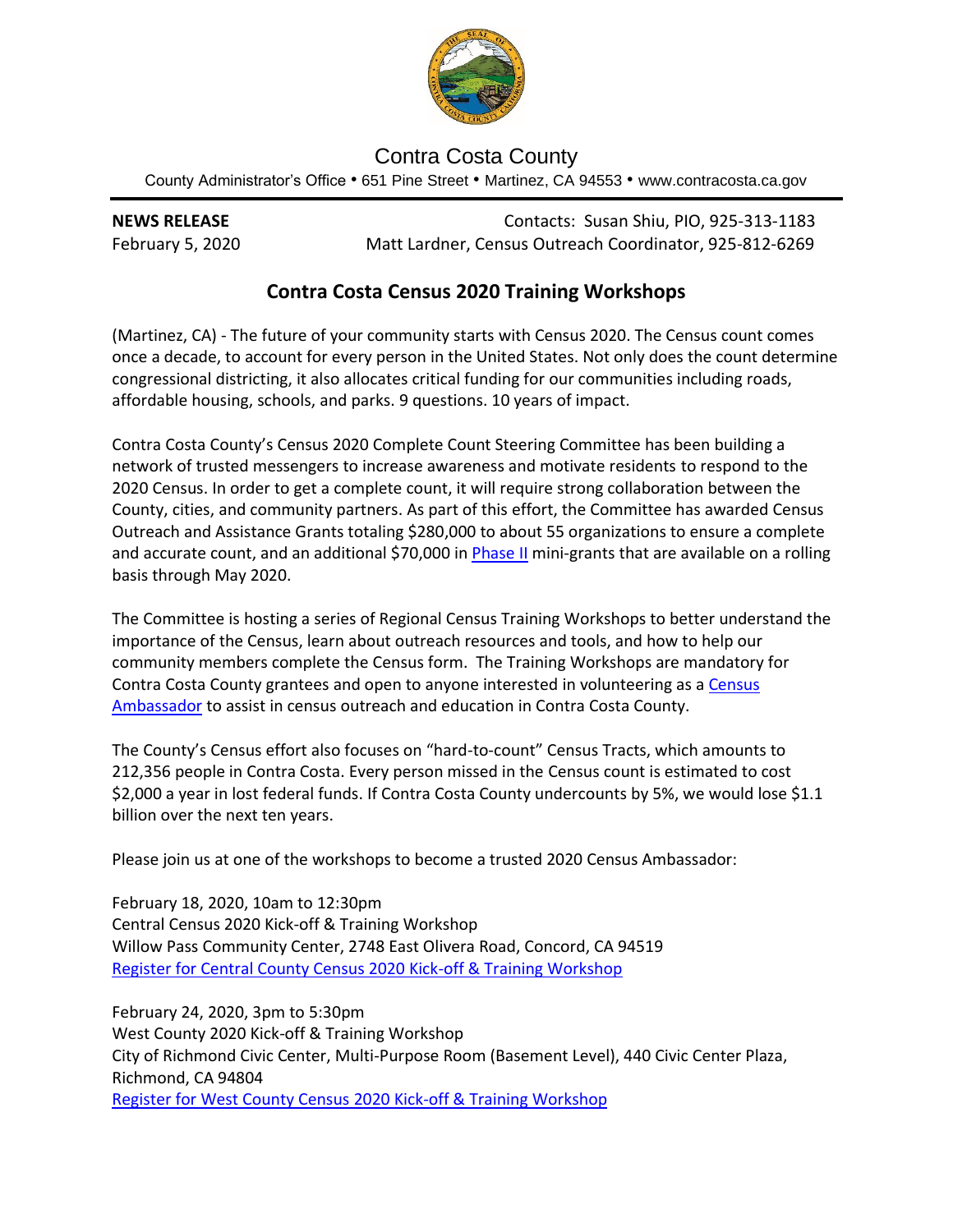Contra Costa County

County Administrator's Office • 651 Pine Street • Martinez, CA 94553 • www.contracosta.ca.gov

---

**NEWS RELEASE**
February 5, 2020

Contacts: Susan Shiu, PIO, 925-313-1183
Matt Lardner, Census Outreach Coordinator, 925-812-6269

## Contra Costa Census 2020 Training Workshops

(Martinez, CA) - The future of your community starts with Census 2020. The Census count comes once a decade, to account for every person in the United States. Not only does the count determine congressional districting, it also allocates critical funding for our communities including roads, affordable housing, schools, and parks. 9 questions. 10 years of impact.

Contra Costa County's Census 2020 Complete Count Steering Committee has been building a network of trusted messengers to increase awareness and motivate residents to respond to the 2020 Census. In order to get a complete count, it will require strong collaboration between the County, cities, and community partners. As part of this effort, the Committee has awarded Census Outreach and Assistance Grants totaling $280,000 to about 55 organizations to ensure a complete and accurate count, and an additional $70,000 in Phase II mini-grants that are available on a rolling basis through May 2020.

The Committee is hosting a series of Regional Census Training Workshops to better understand the importance of the Census, learn about outreach resources and tools, and how to help our community members complete the Census form. The Training Workshops are mandatory for Contra Costa County grantees and open to anyone interested in volunteering as a Census Ambassador to assist in census outreach and education in Contra Costa County.

The County's Census effort also focuses on "hard-to-count" Census Tracts, which amounts to 212,356 people in Contra Costa. Every person missed in the Census count is estimated to cost $2,000 a year in lost federal funds. If Contra Costa County undercounts by 5%, we would lose $1.1 billion over the next ten years.

Please join us at one of the workshops to become a trusted 2020 Census Ambassador:

February 18, 2020, 10am to 12:30pm
Central Census 2020 Kick-off & Training Workshop
Willow Pass Community Center, 2748 East Olivera Road, Concord, CA 94519
Register for Central County Census 2020 Kick-off & Training Workshop

February 24, 2020, 3pm to 5:30pm
West County 2020 Kick-off & Training Workshop
City of Richmond Civic Center, Multi-Purpose Room (Basement Level), 440 Civic Center Plaza, Richmond, CA 94804
Register for West County Census 2020 Kick-off & Training Workshop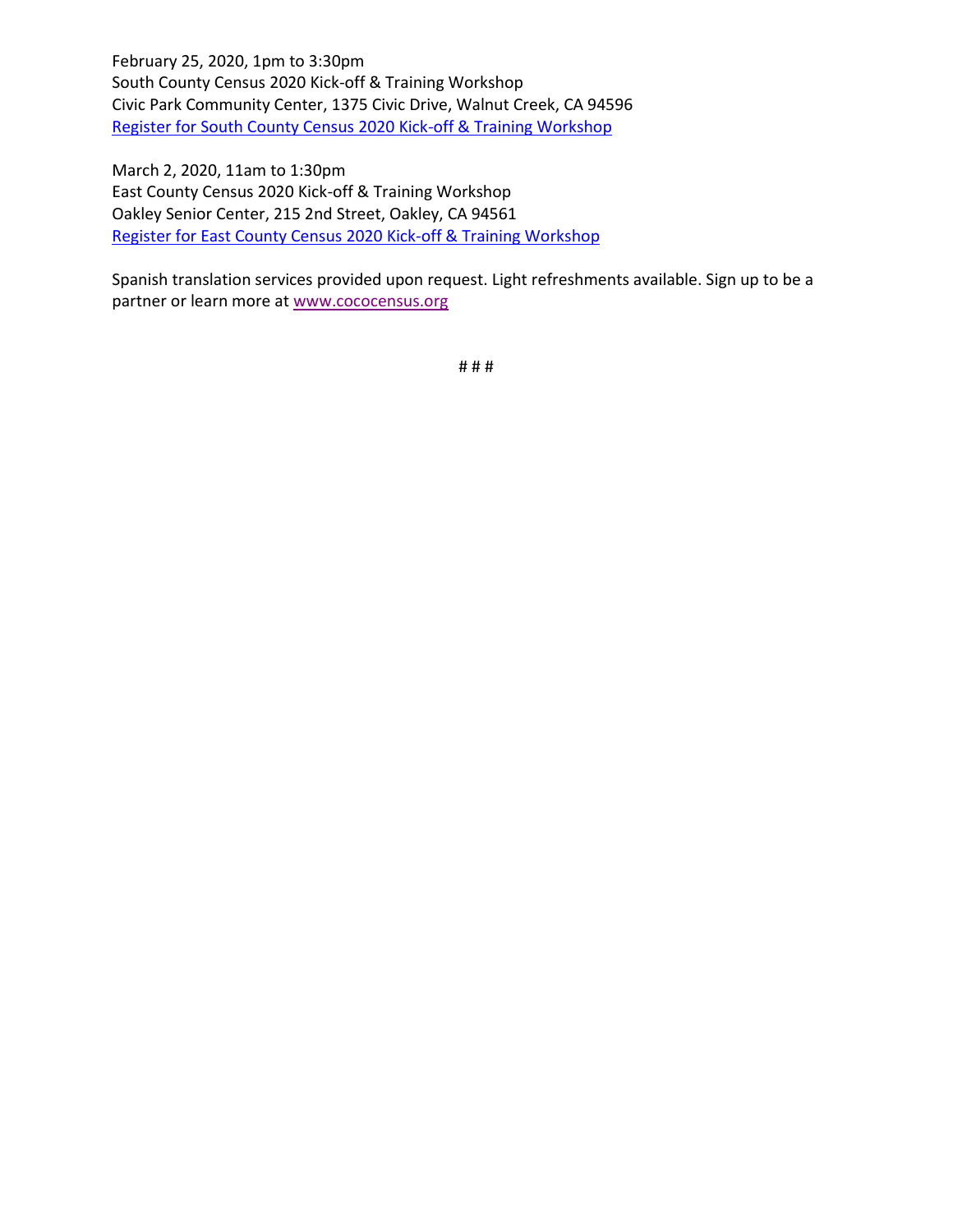February 25, 2020, 1pm to 3:30pm
South County Census 2020 Kick-off & Training Workshop
Civic Park Community Center, 1375 Civic Drive, Walnut Creek, CA 94596
Register for South County Census 2020 Kick-off & Training Workshop

March 2, 2020, 11am to 1:30pm
East County Census 2020 Kick-off & Training Workshop
Oakley Senior Center, 215 2nd Street, Oakley, CA 94561
Register for East County Census 2020 Kick-off & Training Workshop

Spanish translation services provided upon request. Light refreshments available. Sign up to be a partner or learn more at www.cococensus.org

# # #